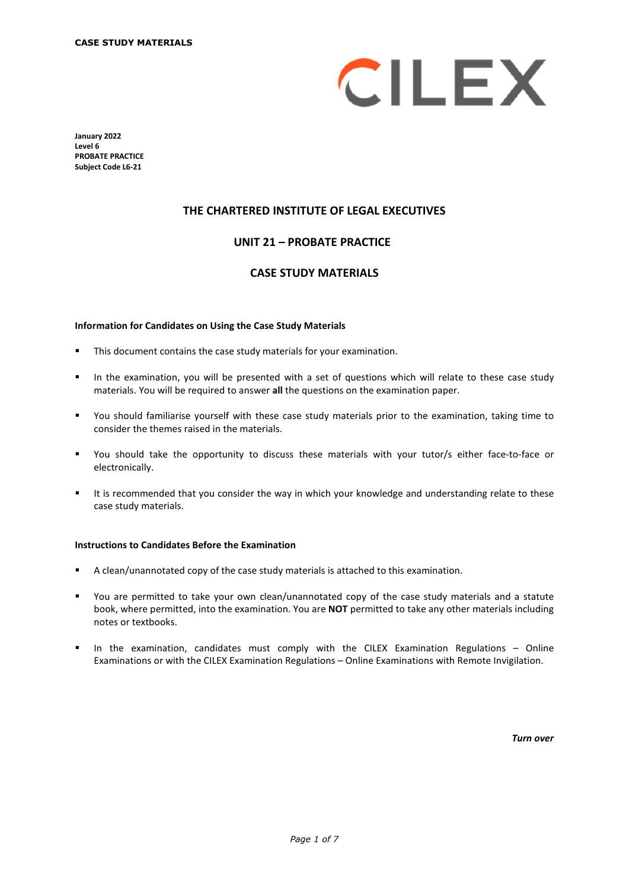**CASE STUDY MATERIALS**

CILEX

**January 2022**
**Level 6**
**PROBATE PRACTICE**
**Subject Code L6-21**

## THE CHARTERED INSTITUTE OF LEGAL EXECUTIVES

## UNIT 21 – PROBATE PRACTICE

## CASE STUDY MATERIALS

**Information for Candidates on Using the Case Study Materials**

- This document contains the case study materials for your examination.
- In the examination, you will be presented with a set of questions which will relate to these case study materials. You will be required to answer **all** the questions on the examination paper.
- You should familiarise yourself with these case study materials prior to the examination, taking time to consider the themes raised in the materials.
- You should take the opportunity to discuss these materials with your tutor/s either face-to-face or electronically.
- It is recommended that you consider the way in which your knowledge and understanding relate to these case study materials.

**Instructions to Candidates Before the Examination**

- A clean/unannotated copy of the case study materials is attached to this examination.
- You are permitted to take your own clean/unannotated copy of the case study materials and a statute book, where permitted, into the examination. You are **NOT** permitted to take any other materials including notes or textbooks.
- In the examination, candidates must comply with the CILEX Examination Regulations – Online Examinations or with the CILEX Examination Regulations – Online Examinations with Remote Invigilation.

***Turn over***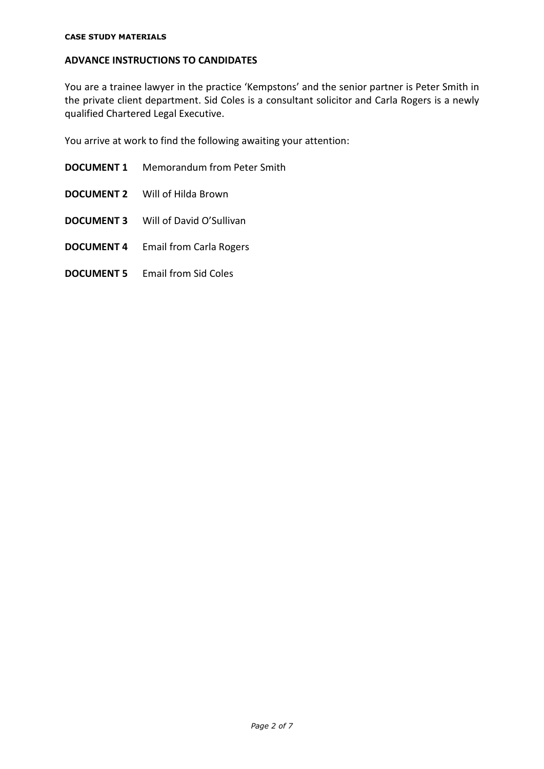**CASE STUDY MATERIALS**

## ADVANCE INSTRUCTIONS TO CANDIDATES

You are a trainee lawyer in the practice 'Kempstons' and the senior partner is Peter Smith in the private client department. Sid Coles is a consultant solicitor and Carla Rogers is a newly qualified Chartered Legal Executive.

You arrive at work to find the following awaiting your attention:

**DOCUMENT 1** Memorandum from Peter Smith

**DOCUMENT 2** Will of Hilda Brown

**DOCUMENT 3** Will of David O'Sullivan

**DOCUMENT 4** Email from Carla Rogers

**DOCUMENT 5** Email from Sid Coles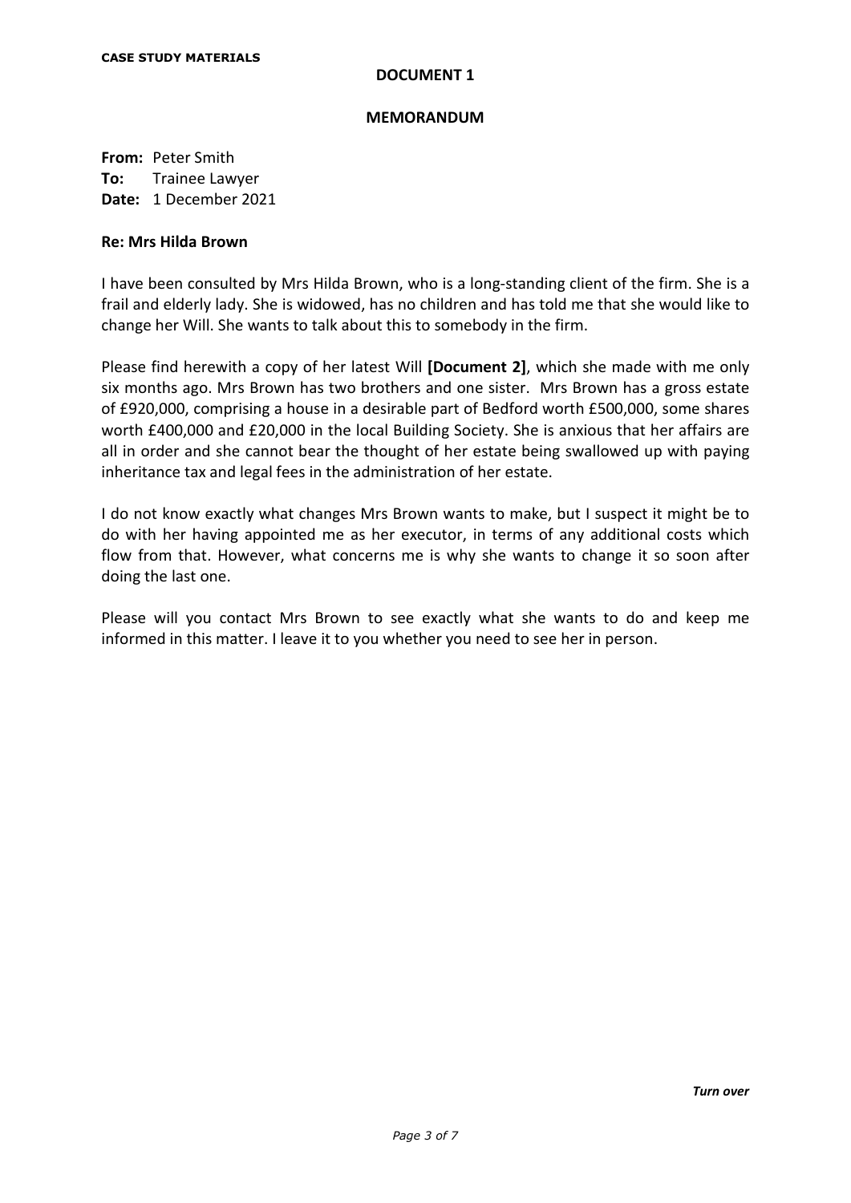**CASE STUDY MATERIALS**

**DOCUMENT 1**

**MEMORANDUM**

**From:** Peter Smith
**To:** Trainee Lawyer
**Date:** 1 December 2021

**Re: Mrs Hilda Brown**

I have been consulted by Mrs Hilda Brown, who is a long-standing client of the firm. She is a frail and elderly lady. She is widowed, has no children and has told me that she would like to change her Will. She wants to talk about this to somebody in the firm.

Please find herewith a copy of her latest Will **[Document 2]**, which she made with me only six months ago. Mrs Brown has two brothers and one sister. Mrs Brown has a gross estate of £920,000, comprising a house in a desirable part of Bedford worth £500,000, some shares worth £400,000 and £20,000 in the local Building Society. She is anxious that her affairs are all in order and she cannot bear the thought of her estate being swallowed up with paying inheritance tax and legal fees in the administration of her estate.

I do not know exactly what changes Mrs Brown wants to make, but I suspect it might be to do with her having appointed me as her executor, in terms of any additional costs which flow from that. However, what concerns me is why she wants to change it so soon after doing the last one.

Please will you contact Mrs Brown to see exactly what she wants to do and keep me informed in this matter. I leave it to you whether you need to see her in person.

***Turn over***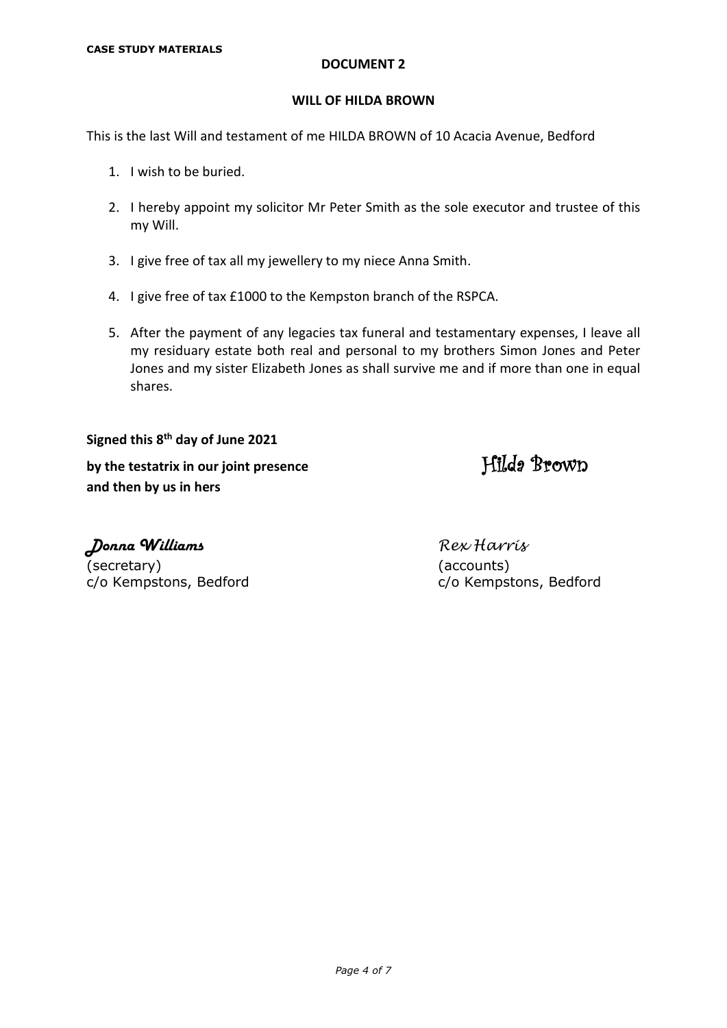**CASE STUDY MATERIALS**

**DOCUMENT 2**

**WILL OF HILDA BROWN**

This is the last Will and testament of me HILDA BROWN of 10 Acacia Avenue, Bedford

1. I wish to be buried.
2. I hereby appoint my solicitor Mr Peter Smith as the sole executor and trustee of this my Will.
3. I give free of tax all my jewellery to my niece Anna Smith.
4. I give free of tax £1000 to the Kempston branch of the RSPCA.
5. After the payment of any legacies tax funeral and testamentary expenses, I leave all my residuary estate both real and personal to my brothers Simon Jones and Peter Jones and my sister Elizabeth Jones as shall survive me and if more than one in equal shares.

**Signed this 8th day of June 2021**

**by the testatrix in our joint presence and then by us in hers**

Hilda Brown

Donna Williams
(secretary)
c/o Kempstons, Bedford

Rex Harris
(accounts)
c/o Kempstons, Bedford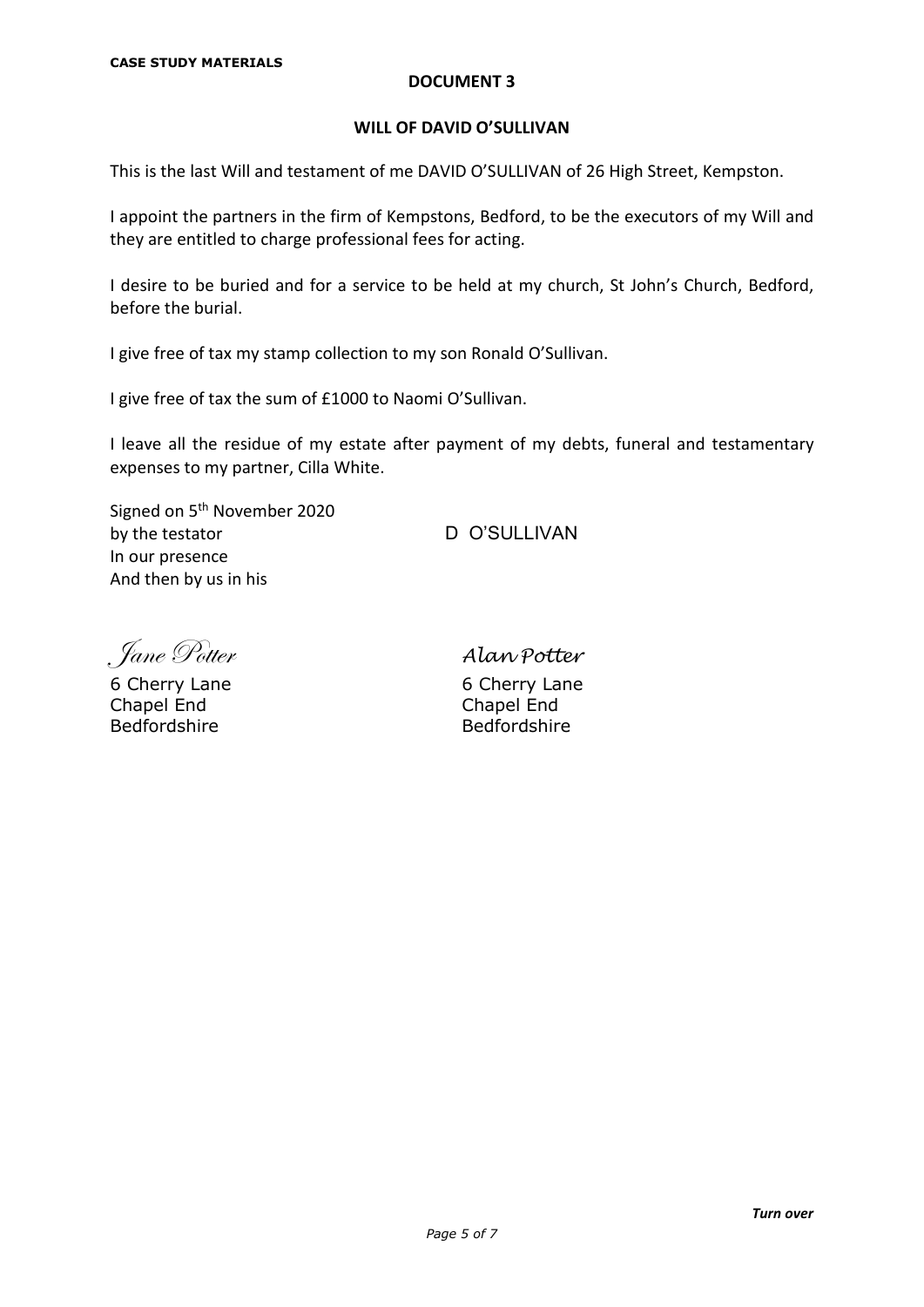**CASE STUDY MATERIALS**

**DOCUMENT 3**

**WILL OF DAVID O'SULLIVAN**

This is the last Will and testament of me DAVID O'SULLIVAN of 26 High Street, Kempston.

I appoint the partners in the firm of Kempstons, Bedford, to be the executors of my Will and they are entitled to charge professional fees for acting.

I desire to be buried and for a service to be held at my church, St John's Church, Bedford, before the burial.

I give free of tax my stamp collection to my son Ronald O'Sullivan.

I give free of tax the sum of £1000 to Naomi O'Sullivan.

I leave all the residue of my estate after payment of my debts, funeral and testamentary expenses to my partner, Cilla White.

Signed on 5th November 2020
by the testator
In our presence
And then by us in his

D O'SULLIVAN

*Jane Potter*

6 Cherry Lane
Chapel End
Bedfordshire

*Alan Potter*

6 Cherry Lane
Chapel End
Bedfordshire

*Turn over*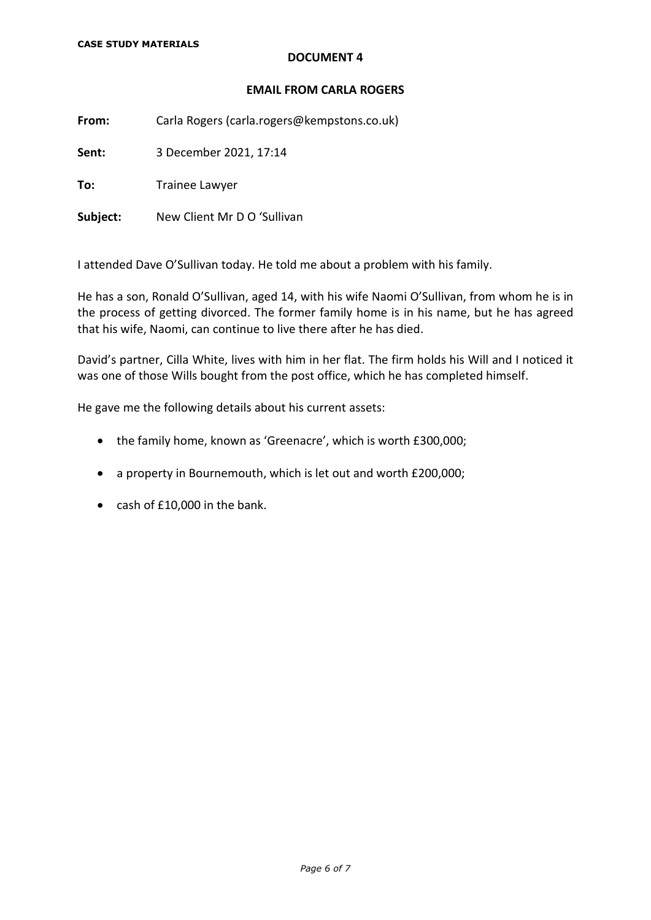**CASE STUDY MATERIALS**

## DOCUMENT 4

### EMAIL FROM CARLA ROGERS

**From:** Carla Rogers (carla.rogers@kempstons.co.uk)

**Sent:** 3 December 2021, 17:14

**To:** Trainee Lawyer

**Subject:** New Client Mr D O 'Sullivan

I attended Dave O'Sullivan today. He told me about a problem with his family.

He has a son, Ronald O'Sullivan, aged 14, with his wife Naomi O'Sullivan, from whom he is in the process of getting divorced. The former family home is in his name, but he has agreed that his wife, Naomi, can continue to live there after he has died.

David's partner, Cilla White, lives with him in her flat. The firm holds his Will and I noticed it was one of those Wills bought from the post office, which he has completed himself.

He gave me the following details about his current assets:

- the family home, known as 'Greenacre', which is worth £300,000;
- a property in Bournemouth, which is let out and worth £200,000;
- cash of £10,000 in the bank.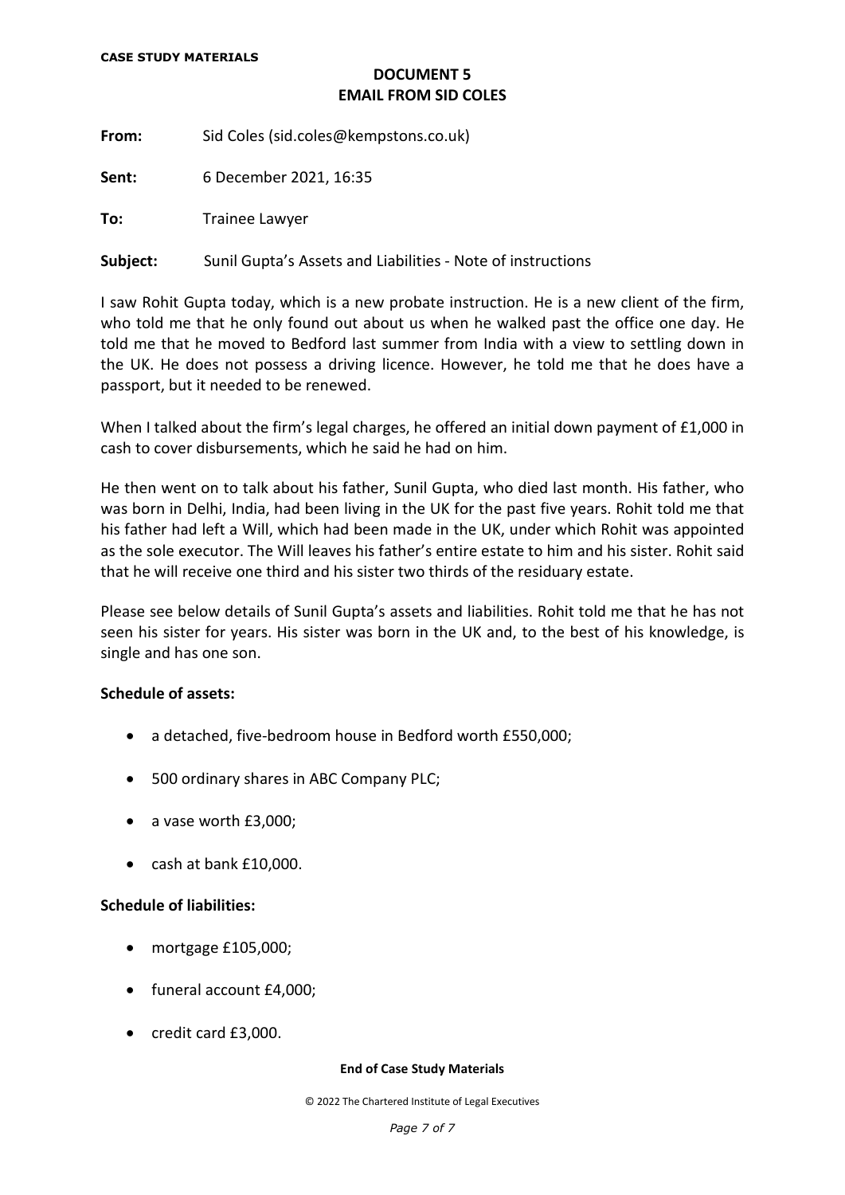CASE STUDY MATERIALS

# DOCUMENT 5
# EMAIL FROM SID COLES

**From:** Sid Coles (sid.coles@kempstons.co.uk)

**Sent:** 6 December 2021, 16:35

**To:** Trainee Lawyer

**Subject:** Sunil Gupta's Assets and Liabilities - Note of instructions

I saw Rohit Gupta today, which is a new probate instruction. He is a new client of the firm, who told me that he only found out about us when he walked past the office one day. He told me that he moved to Bedford last summer from India with a view to settling down in the UK. He does not possess a driving licence. However, he told me that he does have a passport, but it needed to be renewed.

When I talked about the firm's legal charges, he offered an initial down payment of £1,000 in cash to cover disbursements, which he said he had on him.

He then went on to talk about his father, Sunil Gupta, who died last month. His father, who was born in Delhi, India, had been living in the UK for the past five years. Rohit told me that his father had left a Will, which had been made in the UK, under which Rohit was appointed as the sole executor. The Will leaves his father's entire estate to him and his sister. Rohit said that he will receive one third and his sister two thirds of the residuary estate.

Please see below details of Sunil Gupta's assets and liabilities. Rohit told me that he has not seen his sister for years. His sister was born in the UK and, to the best of his knowledge, is single and has one son.

**Schedule of assets:**

- a detached, five-bedroom house in Bedford worth £550,000;
- 500 ordinary shares in ABC Company PLC;
- a vase worth £3,000;
- cash at bank £10,000.

**Schedule of liabilities:**

- mortgage £105,000;
- funeral account £4,000;
- credit card £3,000.

**End of Case Study Materials**

© 2022 The Chartered Institute of Legal Executives